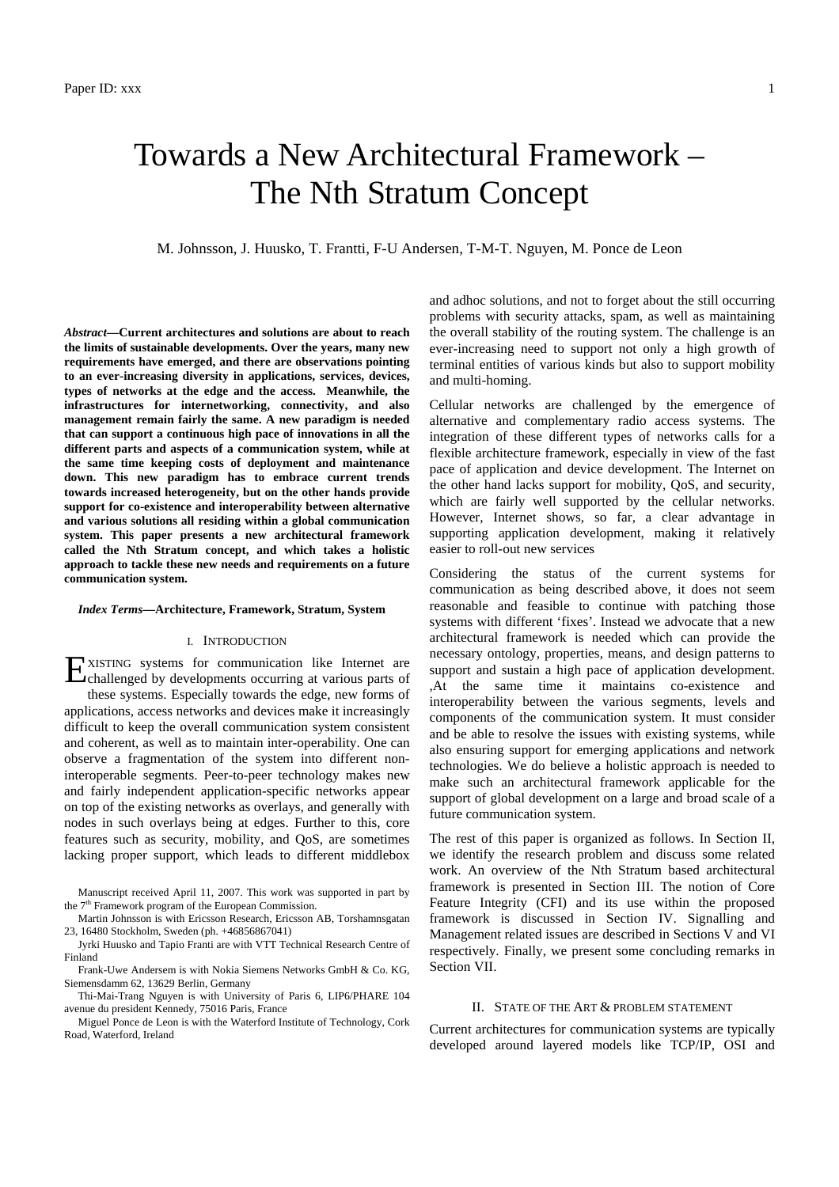# Towards a New Architectural Framework – The Nth Stratum Concept

M. Johnsson, J. Huusko, T. Frantti, F-U Andersen, T-M-T. Nguyen, M. Ponce de Leon

***Abstract*—Current architectures and solutions are about to reach the limits of sustainable developments. Over the years, many new requirements have emerged, and there are observations pointing to an ever-increasing diversity in applications, services, devices, types of networks at the edge and the access. Meanwhile, the infrastructures for internetworking, connectivity, and also management remain fairly the same. A new paradigm is needed that can support a continuous high pace of innovations in all the different parts and aspects of a communication system, while at the same time keeping costs of deployment and maintenance down. This new paradigm has to embrace current trends towards increased heterogeneity, but on the other hands provide support for co-existence and interoperability between alternative and various solutions all residing within a global communication system. This paper presents a new architectural framework called the Nth Stratum concept, and which takes a holistic approach to tackle these new needs and requirements on a future communication system.**

***Index Terms*—Architecture, Framework, Stratum, System**

## I. Introduction

Existing systems for communication like Internet are challenged by developments occurring at various parts of these systems. Especially towards the edge, new forms of applications, access networks and devices make it increasingly difficult to keep the overall communication system consistent and coherent, as well as to maintain inter-operability. One can observe a fragmentation of the system into different non-interoperable segments. Peer-to-peer technology makes new and fairly independent application-specific networks appear on top of the existing networks as overlays, and generally with nodes in such overlays being at edges. Further to this, core features such as security, mobility, and QoS, are sometimes lacking proper support, which leads to different middlebox and adhoc solutions, and not to forget about the still occurring problems with security attacks, spam, as well as maintaining the overall stability of the routing system. The challenge is an ever-increasing need to support not only a high growth of terminal entities of various kinds but also to support mobility and multi-homing.

Cellular networks are challenged by the emergence of alternative and complementary radio access systems. The integration of these different types of networks calls for a flexible architecture framework, especially in view of the fast pace of application and device development. The Internet on the other hand lacks support for mobility, QoS, and security, which are fairly well supported by the cellular networks. However, Internet shows, so far, a clear advantage in supporting application development, making it relatively easier to roll-out new services

Considering the status of the current systems for communication as being described above, it does not seem reasonable and feasible to continue with patching those systems with different 'fixes'. Instead we advocate that a new architectural framework is needed which can provide the necessary ontology, properties, means, and design patterns to support and sustain a high pace of application development. ,At the same time it maintains co-existence and interoperability between the various segments, levels and components of the communication system. It must consider and be able to resolve the issues with existing systems, while also ensuring support for emerging applications and network technologies. We do believe a holistic approach is needed to make such an architectural framework applicable for the support of global development on a large and broad scale of a future communication system.

The rest of this paper is organized as follows. In Section II, we identify the research problem and discuss some related work. An overview of the Nth Stratum based architectural framework is presented in Section III. The notion of Core Feature Integrity (CFI) and its use within the proposed framework is discussed in Section IV. Signalling and Management related issues are described in Sections V and VI respectively. Finally, we present some concluding remarks in Section VII.

## II. State of the Art & problem statement

Current architectures for communication systems are typically developed around layered models like TCP/IP, OSI and

---

Manuscript received April 11, 2007. This work was supported in part by the 7th Framework program of the European Commission.

Martin Johnsson is with Ericsson Research, Ericsson AB, Torshamnsgatan 23, 16480 Stockholm, Sweden (ph. +46856867041)

Jyrki Huusko and Tapio Franti are with VTT Technical Research Centre of Finland

Frank-Uwe Andersem is with Nokia Siemens Networks GmbH & Co. KG, Siemensdamm 62, 13629 Berlin, Germany

Thi-Mai-Trang Nguyen is with University of Paris 6, LIP6/PHARE 104 avenue du president Kennedy, 75016 Paris, France

Miguel Ponce de Leon is with the Waterford Institute of Technology, Cork Road, Waterford, Ireland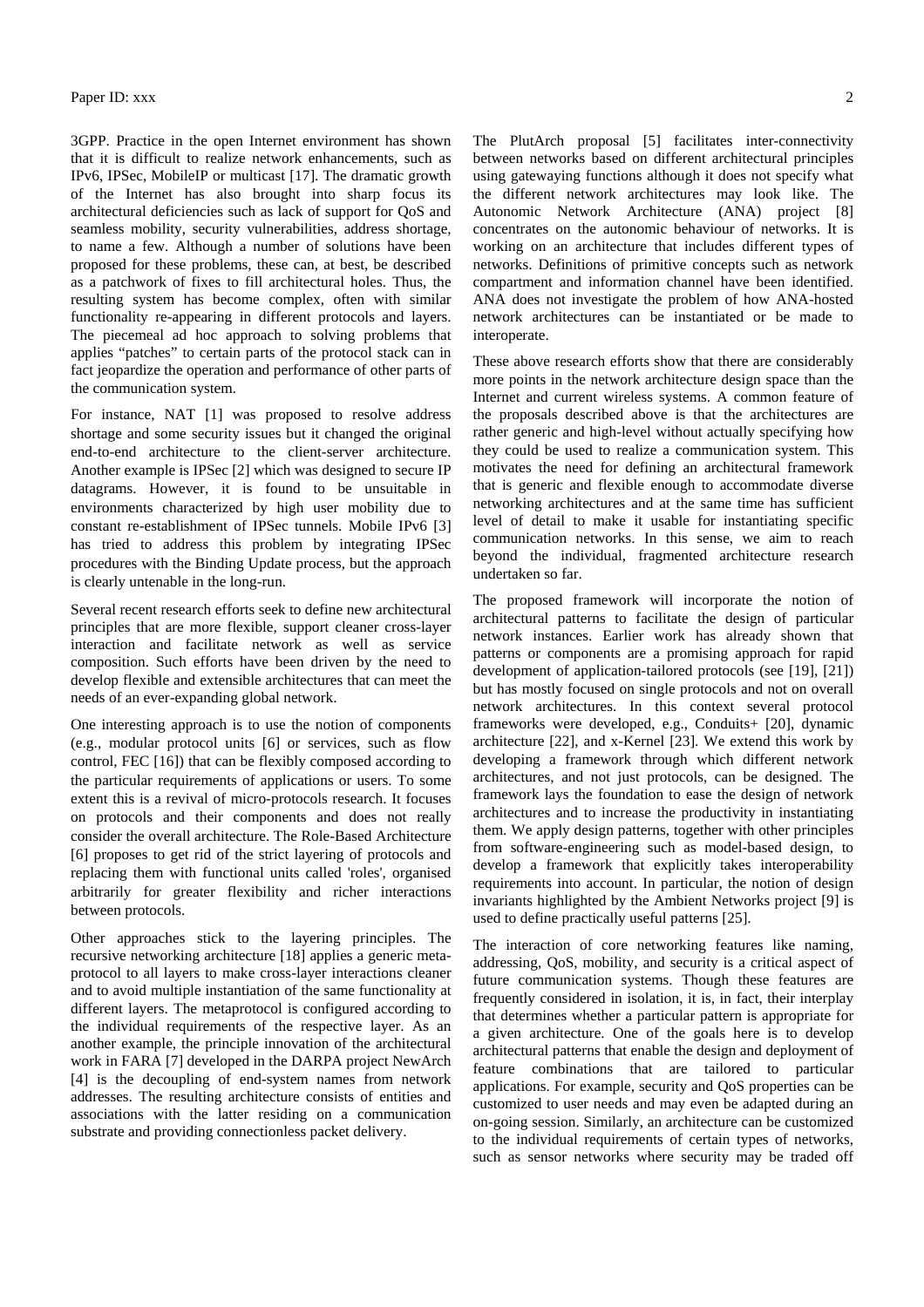3GPP. Practice in the open Internet environment has shown that it is difficult to realize network enhancements, such as IPv6, IPSec, MobileIP or multicast [17]. The dramatic growth of the Internet has also brought into sharp focus its architectural deficiencies such as lack of support for QoS and seamless mobility, security vulnerabilities, address shortage, to name a few. Although a number of solutions have been proposed for these problems, these can, at best, be described as a patchwork of fixes to fill architectural holes. Thus, the resulting system has become complex, often with similar functionality re-appearing in different protocols and layers. The piecemeal ad hoc approach to solving problems that applies "patches" to certain parts of the protocol stack can in fact jeopardize the operation and performance of other parts of the communication system.

For instance, NAT [1] was proposed to resolve address shortage and some security issues but it changed the original end-to-end architecture to the client-server architecture. Another example is IPSec [2] which was designed to secure IP datagrams. However, it is found to be unsuitable in environments characterized by high user mobility due to constant re-establishment of IPSec tunnels. Mobile IPv6 [3] has tried to address this problem by integrating IPSec procedures with the Binding Update process, but the approach is clearly untenable in the long-run.

Several recent research efforts seek to define new architectural principles that are more flexible, support cleaner cross-layer interaction and facilitate network as well as service composition. Such efforts have been driven by the need to develop flexible and extensible architectures that can meet the needs of an ever-expanding global network.

One interesting approach is to use the notion of components (e.g., modular protocol units [6] or services, such as flow control, FEC [16]) that can be flexibly composed according to the particular requirements of applications or users. To some extent this is a revival of micro-protocols research. It focuses on protocols and their components and does not really consider the overall architecture. The Role-Based Architecture [6] proposes to get rid of the strict layering of protocols and replacing them with functional units called 'roles', organised arbitrarily for greater flexibility and richer interactions between protocols.

Other approaches stick to the layering principles. The recursive networking architecture [18] applies a generic meta-protocol to all layers to make cross-layer interactions cleaner and to avoid multiple instantiation of the same functionality at different layers. The metaprotocol is configured according to the individual requirements of the respective layer. As an another example, the principle innovation of the architectural work in FARA [7] developed in the DARPA project NewArch [4] is the decoupling of end-system names from network addresses. The resulting architecture consists of entities and associations with the latter residing on a communication substrate and providing connectionless packet delivery.

The PlutArch proposal [5] facilitates inter-connectivity between networks based on different architectural principles using gatewaying functions although it does not specify what the different network architectures may look like. The Autonomic Network Architecture (ANA) project [8] concentrates on the autonomic behaviour of networks. It is working on an architecture that includes different types of networks. Definitions of primitive concepts such as network compartment and information channel have been identified. ANA does not investigate the problem of how ANA-hosted network architectures can be instantiated or be made to interoperate.

These above research efforts show that there are considerably more points in the network architecture design space than the Internet and current wireless systems. A common feature of the proposals described above is that the architectures are rather generic and high-level without actually specifying how they could be used to realize a communication system. This motivates the need for defining an architectural framework that is generic and flexible enough to accommodate diverse networking architectures and at the same time has sufficient level of detail to make it usable for instantiating specific communication networks. In this sense, we aim to reach beyond the individual, fragmented architecture research undertaken so far.

The proposed framework will incorporate the notion of architectural patterns to facilitate the design of particular network instances. Earlier work has already shown that patterns or components are a promising approach for rapid development of application-tailored protocols (see [19], [21]) but has mostly focused on single protocols and not on overall network architectures. In this context several protocol frameworks were developed, e.g., Conduits+ [20], dynamic architecture [22], and x-Kernel [23]. We extend this work by developing a framework through which different network architectures, and not just protocols, can be designed. The framework lays the foundation to ease the design of network architectures and to increase the productivity in instantiating them. We apply design patterns, together with other principles from software-engineering such as model-based design, to develop a framework that explicitly takes interoperability requirements into account. In particular, the notion of design invariants highlighted by the Ambient Networks project [9] is used to define practically useful patterns [25].

The interaction of core networking features like naming, addressing, QoS, mobility, and security is a critical aspect of future communication systems. Though these features are frequently considered in isolation, it is, in fact, their interplay that determines whether a particular pattern is appropriate for a given architecture. One of the goals here is to develop architectural patterns that enable the design and deployment of feature combinations that are tailored to particular applications. For example, security and QoS properties can be customized to user needs and may even be adapted during an on-going session. Similarly, an architecture can be customized to the individual requirements of certain types of networks, such as sensor networks where security may be traded off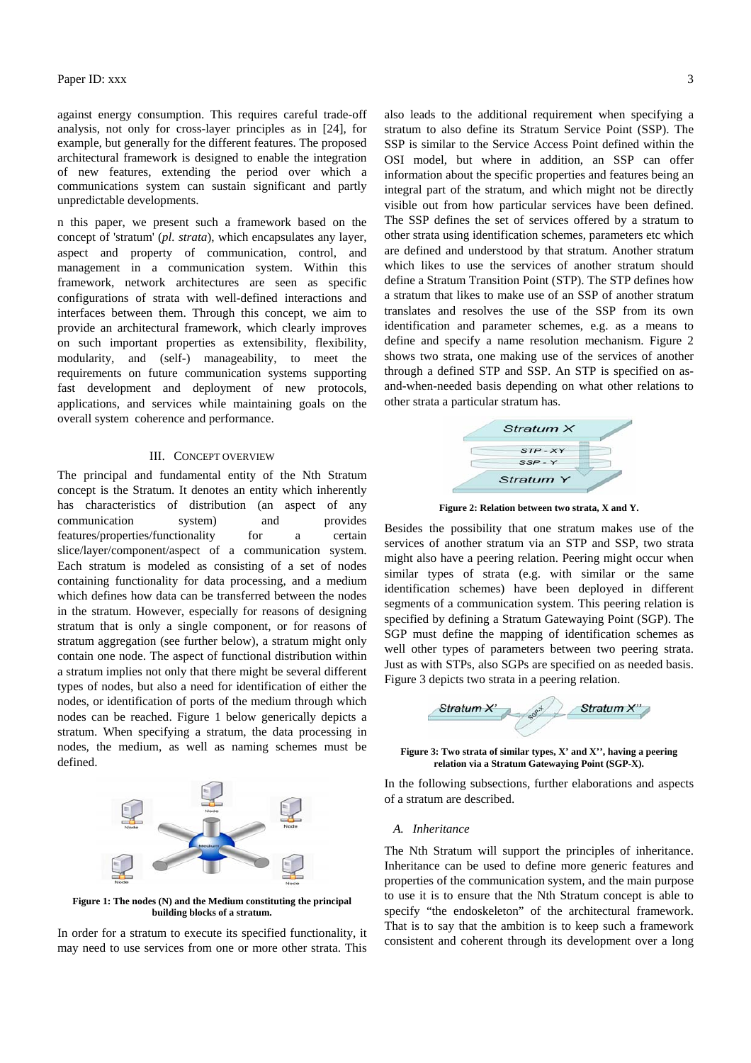against energy consumption. This requires careful trade-off analysis, not only for cross-layer principles as in [24], for example, but generally for the different features. The proposed architectural framework is designed to enable the integration of new features, extending the period over which a communications system can sustain significant and partly unpredictable developments.

n this paper, we present such a framework based on the concept of 'stratum' (*pl. strata*), which encapsulates any layer, aspect and property of communication, control, and management in a communication system. Within this framework, network architectures are seen as specific configurations of strata with well-defined interactions and interfaces between them. Through this concept, we aim to provide an architectural framework, which clearly improves on such important properties as extensibility, flexibility, modularity, and (self-) manageability, to meet the requirements on future communication systems supporting fast development and deployment of new protocols, applications, and services while maintaining goals on the overall system coherence and performance.

## III. Concept Overview

The principal and fundamental entity of the Nth Stratum concept is the Stratum. It denotes an entity which inherently has characteristics of distribution (an aspect of any communication system) and provides features/properties/functionality for a certain slice/layer/component/aspect of a communication system. Each stratum is modeled as consisting of a set of nodes containing functionality for data processing, and a medium which defines how data can be transferred between the nodes in the stratum. However, especially for reasons of designing stratum that is only a single component, or for reasons of stratum aggregation (see further below), a stratum might only contain one node. The aspect of functional distribution within a stratum implies not only that there might be several different types of nodes, but also a need for identification of either the nodes, or identification of ports of the medium through which nodes can be reached. Figure 1 below generically depicts a stratum. When specifying a stratum, the data processing in nodes, the medium, as well as naming schemes must be defined.

**Figure 1: The nodes (N) and the Medium constituting the principal building blocks of a stratum.**

In order for a stratum to execute its specified functionality, it may need to use services from one or more other strata. This also leads to the additional requirement when specifying a stratum to also define its Stratum Service Point (SSP). The SSP is similar to the Service Access Point defined within the OSI model, but where in addition, an SSP can offer information about the specific properties and features being an integral part of the stratum, and which might not be directly visible out from how particular services have been defined. The SSP defines the set of services offered by a stratum to other strata using identification schemes, parameters etc which are defined and understood by that stratum. Another stratum which likes to use the services of another stratum should define a Stratum Transition Point (STP). The STP defines how a stratum that likes to make use of an SSP of another stratum translates and resolves the use of the SSP from its own identification and parameter schemes, e.g. as a means to define and specify a name resolution mechanism. Figure 2 shows two strata, one making use of the services of another through a defined STP and SSP. An STP is specified on as-and-when-needed basis depending on what other relations to other strata a particular stratum has.

**Figure 2: Relation between two strata, X and Y.**

Besides the possibility that one stratum makes use of the services of another stratum via an STP and SSP, two strata might also have a peering relation. Peering might occur when similar types of strata (e.g. with similar or the same identification schemes) have been deployed in different segments of a communication system. This peering relation is specified by defining a Stratum Gatewaying Point (SGP). The SGP must define the mapping of identification schemes as well other types of parameters between two peering strata. Just as with STPs, also SGPs are specified on as needed basis. Figure 3 depicts two strata in a peering relation.

**Figure 3: Two strata of similar types, X' and X'', having a peering relation via a Stratum Gatewaying Point (SGP-X).**

In the following subsections, further elaborations and aspects of a stratum are described.

### A. Inheritance

The Nth Stratum will support the principles of inheritance. Inheritance can be used to define more generic features and properties of the communication system, and the main purpose to use it is to ensure that the Nth Stratum concept is able to specify "the endoskeleton" of the architectural framework. That is to say that the ambition is to keep such a framework consistent and coherent through its development over a long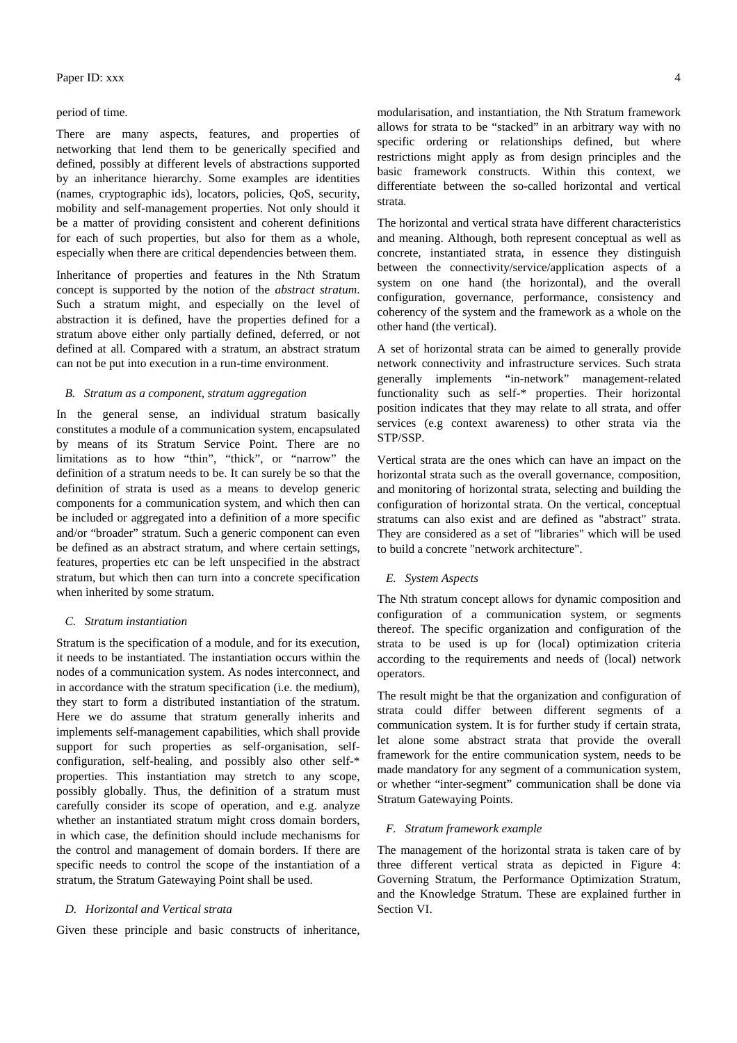period of time.

There are many aspects, features, and properties of networking that lend them to be generically specified and defined, possibly at different levels of abstractions supported by an inheritance hierarchy. Some examples are identities (names, cryptographic ids), locators, policies, QoS, security, mobility and self-management properties. Not only should it be a matter of providing consistent and coherent definitions for each of such properties, but also for them as a whole, especially when there are critical dependencies between them.

Inheritance of properties and features in the Nth Stratum concept is supported by the notion of the *abstract stratum*. Such a stratum might, and especially on the level of abstraction it is defined, have the properties defined for a stratum above either only partially defined, deferred, or not defined at all. Compared with a stratum, an abstract stratum can not be put into execution in a run-time environment.

### *B. Stratum as a component, stratum aggregation*

In the general sense, an individual stratum basically constitutes a module of a communication system, encapsulated by means of its Stratum Service Point. There are no limitations as to how "thin", "thick", or "narrow" the definition of a stratum needs to be. It can surely be so that the definition of strata is used as a means to develop generic components for a communication system, and which then can be included or aggregated into a definition of a more specific and/or "broader" stratum. Such a generic component can even be defined as an abstract stratum, and where certain settings, features, properties etc can be left unspecified in the abstract stratum, but which then can turn into a concrete specification when inherited by some stratum.

### *C. Stratum instantiation*

Stratum is the specification of a module, and for its execution, it needs to be instantiated. The instantiation occurs within the nodes of a communication system. As nodes interconnect, and in accordance with the stratum specification (i.e. the medium), they start to form a distributed instantiation of the stratum. Here we do assume that stratum generally inherits and implements self-management capabilities, which shall provide support for such properties as self-organisation, self-configuration, self-healing, and possibly also other self-* properties. This instantiation may stretch to any scope, possibly globally. Thus, the definition of a stratum must carefully consider its scope of operation, and e.g. analyze whether an instantiated stratum might cross domain borders, in which case, the definition should include mechanisms for the control and management of domain borders. If there are specific needs to control the scope of the instantiation of a stratum, the Stratum Gatewaying Point shall be used.

### *D. Horizontal and Vertical strata*

Given these principle and basic constructs of inheritance, modularisation, and instantiation, the Nth Stratum framework allows for strata to be "stacked" in an arbitrary way with no specific ordering or relationships defined, but where restrictions might apply as from design principles and the basic framework constructs. Within this context, we differentiate between the so-called horizontal and vertical strata.

The horizontal and vertical strata have different characteristics and meaning. Although, both represent conceptual as well as concrete, instantiated strata, in essence they distinguish between the connectivity/service/application aspects of a system on one hand (the horizontal), and the overall configuration, governance, performance, consistency and coherency of the system and the framework as a whole on the other hand (the vertical).

A set of horizontal strata can be aimed to generally provide network connectivity and infrastructure services. Such strata generally implements "in-network" management-related functionality such as self-* properties. Their horizontal position indicates that they may relate to all strata, and offer services (e.g context awareness) to other strata via the STP/SSP.

Vertical strata are the ones which can have an impact on the horizontal strata such as the overall governance, composition, and monitoring of horizontal strata, selecting and building the configuration of horizontal strata. On the vertical, conceptual stratums can also exist and are defined as "abstract" strata. They are considered as a set of "libraries" which will be used to build a concrete "network architecture".

### *E. System Aspects*

The Nth stratum concept allows for dynamic composition and configuration of a communication system, or segments thereof. The specific organization and configuration of the strata to be used is up for (local) optimization criteria according to the requirements and needs of (local) network operators.

The result might be that the organization and configuration of strata could differ between different segments of a communication system. It is for further study if certain strata, let alone some abstract strata that provide the overall framework for the entire communication system, needs to be made mandatory for any segment of a communication system, or whether "inter-segment" communication shall be done via Stratum Gatewaying Points.

### *F. Stratum framework example*

The management of the horizontal strata is taken care of by three different vertical strata as depicted in Figure 4: Governing Stratum, the Performance Optimization Stratum, and the Knowledge Stratum. These are explained further in Section VI.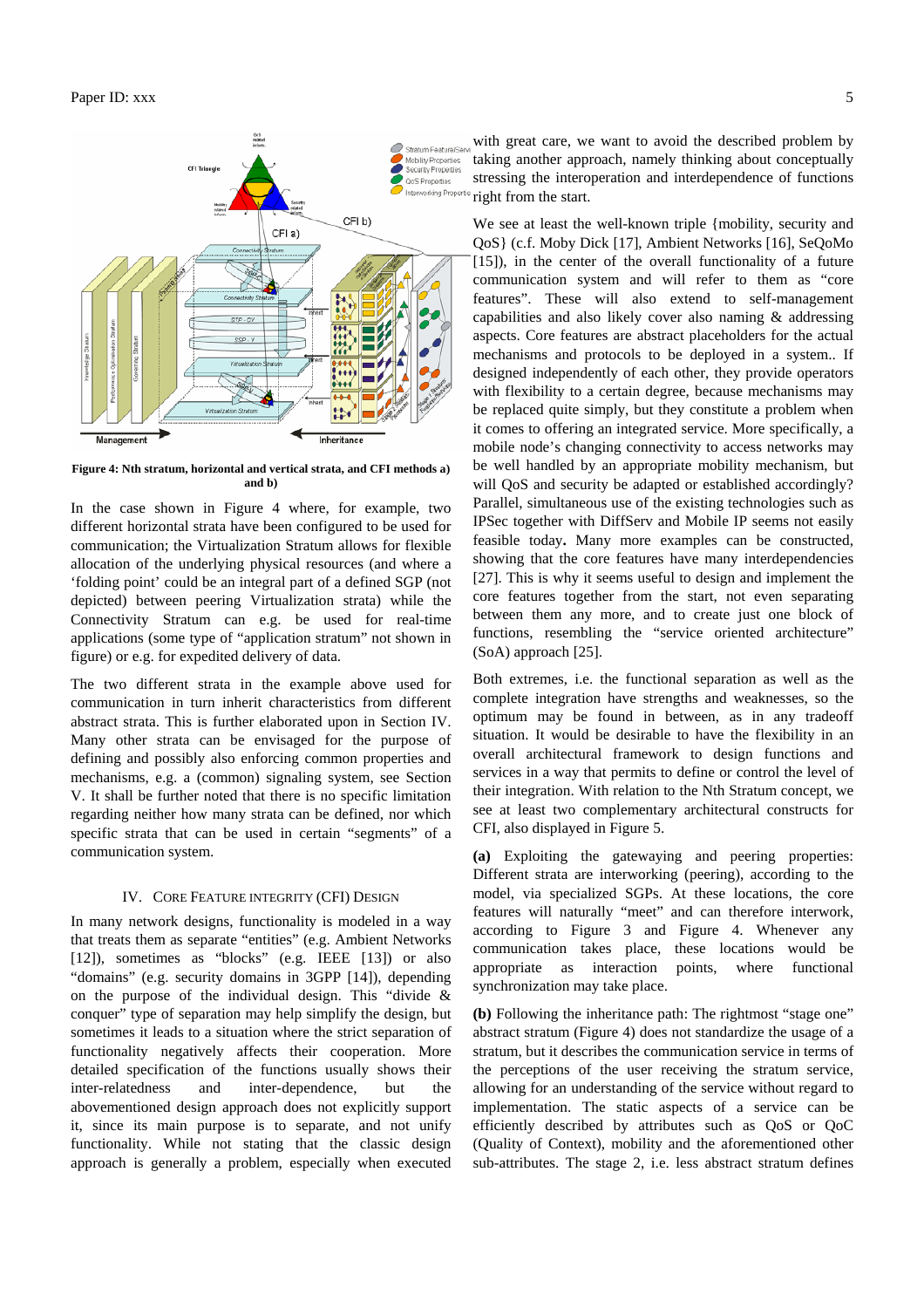**Figure 4: Nth stratum, horizontal and vertical strata, and CFI methods a) and b)**

In the case shown in Figure 4 where, for example, two different horizontal strata have been configured to be used for communication; the Virtualization Stratum allows for flexible allocation of the underlying physical resources (and where a 'folding point' could be an integral part of a defined SGP (not depicted) between peering Virtualization strata) while the Connectivity Stratum can e.g. be used for real-time applications (some type of "application stratum" not shown in figure) or e.g. for expedited delivery of data.

The two different strata in the example above used for communication in turn inherit characteristics from different abstract strata. This is further elaborated upon in Section IV. Many other strata can be envisaged for the purpose of defining and possibly also enforcing common properties and mechanisms, e.g. a (common) signaling system, see Section V. It shall be further noted that there is no specific limitation regarding neither how many strata can be defined, nor which specific strata that can be used in certain "segments" of a communication system.

## IV. Core Feature Integrity (CFI) Design

In many network designs, functionality is modeled in a way that treats them as separate "entities" (e.g. Ambient Networks [12]), sometimes as "blocks" (e.g. IEEE [13]) or also "domains" (e.g. security domains in 3GPP [14]), depending on the purpose of the individual design. This "divide & conquer" type of separation may help simplify the design, but sometimes it leads to a situation where the strict separation of functionality negatively affects their cooperation. More detailed specification of the functions usually shows their inter-relatedness and inter-dependence, but the abovementioned design approach does not explicitly support it, since its main purpose is to separate, and not unify functionality. While not stating that the classic design approach is generally a problem, especially when executed with great care, we want to avoid the described problem by taking another approach, namely thinking about conceptually stressing the interoperation and interdependence of functions right from the start.

We see at least the well-known triple {mobility, security and QoS} (c.f. Moby Dick [17], Ambient Networks [16], SeQoMo [15]), in the center of the overall functionality of a future communication system and will refer to them as "core features". These will also extend to self-management capabilities and also likely cover also naming & addressing aspects. Core features are abstract placeholders for the actual mechanisms and protocols to be deployed in a system.. If designed independently of each other, they provide operators with flexibility to a certain degree, because mechanisms may be replaced quite simply, but they constitute a problem when it comes to offering an integrated service. More specifically, a mobile node's changing connectivity to access networks may be well handled by an appropriate mobility mechanism, but will QoS and security be adapted or established accordingly? Parallel, simultaneous use of the existing technologies such as IPSec together with DiffServ and Mobile IP seems not easily feasible today**.** Many more examples can be constructed, showing that the core features have many interdependencies [27]. This is why it seems useful to design and implement the core features together from the start, not even separating between them any more, and to create just one block of functions, resembling the "service oriented architecture" (SoA) approach [25].

Both extremes, i.e. the functional separation as well as the complete integration have strengths and weaknesses, so the optimum may be found in between, as in any tradeoff situation. It would be desirable to have the flexibility in an overall architectural framework to design functions and services in a way that permits to define or control the level of their integration. With relation to the Nth Stratum concept, we see at least two complementary architectural constructs for CFI, also displayed in Figure 5.

**(a)** Exploiting the gatewaying and peering properties: Different strata are interworking (peering), according to the model, via specialized SGPs. At these locations, the core features will naturally "meet" and can therefore interwork, according to Figure 3 and Figure 4. Whenever any communication takes place, these locations would be appropriate as interaction points, where functional synchronization may take place.

**(b)** Following the inheritance path: The rightmost "stage one" abstract stratum (Figure 4) does not standardize the usage of a stratum, but it describes the communication service in terms of the perceptions of the user receiving the stratum service, allowing for an understanding of the service without regard to implementation. The static aspects of a service can be efficiently described by attributes such as QoS or QoC (Quality of Context), mobility and the aforementioned other sub-attributes. The stage 2, i.e. less abstract stratum defines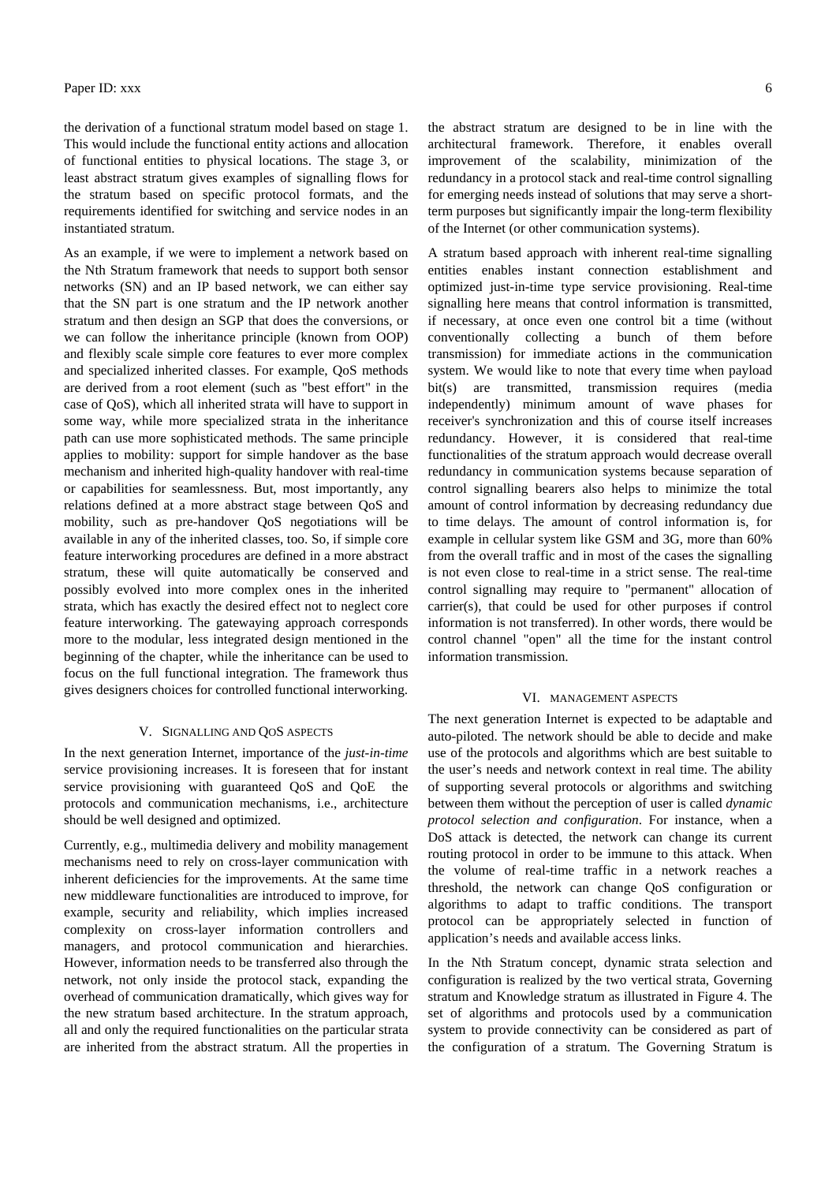the derivation of a functional stratum model based on stage 1. This would include the functional entity actions and allocation of functional entities to physical locations. The stage 3, or least abstract stratum gives examples of signalling flows for the stratum based on specific protocol formats, and the requirements identified for switching and service nodes in an instantiated stratum.

As an example, if we were to implement a network based on the Nth Stratum framework that needs to support both sensor networks (SN) and an IP based network, we can either say that the SN part is one stratum and the IP network another stratum and then design an SGP that does the conversions, or we can follow the inheritance principle (known from OOP) and flexibly scale simple core features to ever more complex and specialized inherited classes. For example, QoS methods are derived from a root element (such as "best effort" in the case of QoS), which all inherited strata will have to support in some way, while more specialized strata in the inheritance path can use more sophisticated methods. The same principle applies to mobility: support for simple handover as the base mechanism and inherited high-quality handover with real-time or capabilities for seamlessness. But, most importantly, any relations defined at a more abstract stage between QoS and mobility, such as pre-handover QoS negotiations will be available in any of the inherited classes, too. So, if simple core feature interworking procedures are defined in a more abstract stratum, these will quite automatically be conserved and possibly evolved into more complex ones in the inherited strata, which has exactly the desired effect not to neglect core feature interworking. The gatewaying approach corresponds more to the modular, less integrated design mentioned in the beginning of the chapter, while the inheritance can be used to focus on the full functional integration. The framework thus gives designers choices for controlled functional interworking.

## V. Signalling and QoS aspects

In the next generation Internet, importance of the *just-in-time* service provisioning increases. It is foreseen that for instant service provisioning with guaranteed QoS and QoE the protocols and communication mechanisms, i.e., architecture should be well designed and optimized.

Currently, e.g., multimedia delivery and mobility management mechanisms need to rely on cross-layer communication with inherent deficiencies for the improvements. At the same time new middleware functionalities are introduced to improve, for example, security and reliability, which implies increased complexity on cross-layer information controllers and managers, and protocol communication and hierarchies. However, information needs to be transferred also through the network, not only inside the protocol stack, expanding the overhead of communication dramatically, which gives way for the new stratum based architecture. In the stratum approach, all and only the required functionalities on the particular strata are inherited from the abstract stratum. All the properties in the abstract stratum are designed to be in line with the architectural framework. Therefore, it enables overall improvement of the scalability, minimization of the redundancy in a protocol stack and real-time control signalling for emerging needs instead of solutions that may serve a short-term purposes but significantly impair the long-term flexibility of the Internet (or other communication systems).

A stratum based approach with inherent real-time signalling entities enables instant connection establishment and optimized just-in-time type service provisioning. Real-time signalling here means that control information is transmitted, if necessary, at once even one control bit a time (without conventionally collecting a bunch of them before transmission) for immediate actions in the communication system. We would like to note that every time when payload bit(s) are transmitted, transmission requires (media independently) minimum amount of wave phases for receiver's synchronization and this of course itself increases redundancy. However, it is considered that real-time functionalities of the stratum approach would decrease overall redundancy in communication systems because separation of control signalling bearers also helps to minimize the total amount of control information by decreasing redundancy due to time delays. The amount of control information is, for example in cellular system like GSM and 3G, more than 60% from the overall traffic and in most of the cases the signalling is not even close to real-time in a strict sense. The real-time control signalling may require to "permanent" allocation of carrier(s), that could be used for other purposes if control information is not transferred). In other words, there would be control channel "open" all the time for the instant control information transmission.

## VI. Management aspects

The next generation Internet is expected to be adaptable and auto-piloted. The network should be able to decide and make use of the protocols and algorithms which are best suitable to the user's needs and network context in real time. The ability of supporting several protocols or algorithms and switching between them without the perception of user is called *dynamic protocol selection and configuration*. For instance, when a DoS attack is detected, the network can change its current routing protocol in order to be immune to this attack. When the volume of real-time traffic in a network reaches a threshold, the network can change QoS configuration or algorithms to adapt to traffic conditions. The transport protocol can be appropriately selected in function of application's needs and available access links.

In the Nth Stratum concept, dynamic strata selection and configuration is realized by the two vertical strata, Governing stratum and Knowledge stratum as illustrated in Figure 4. The set of algorithms and protocols used by a communication system to provide connectivity can be considered as part of the configuration of a stratum. The Governing Stratum is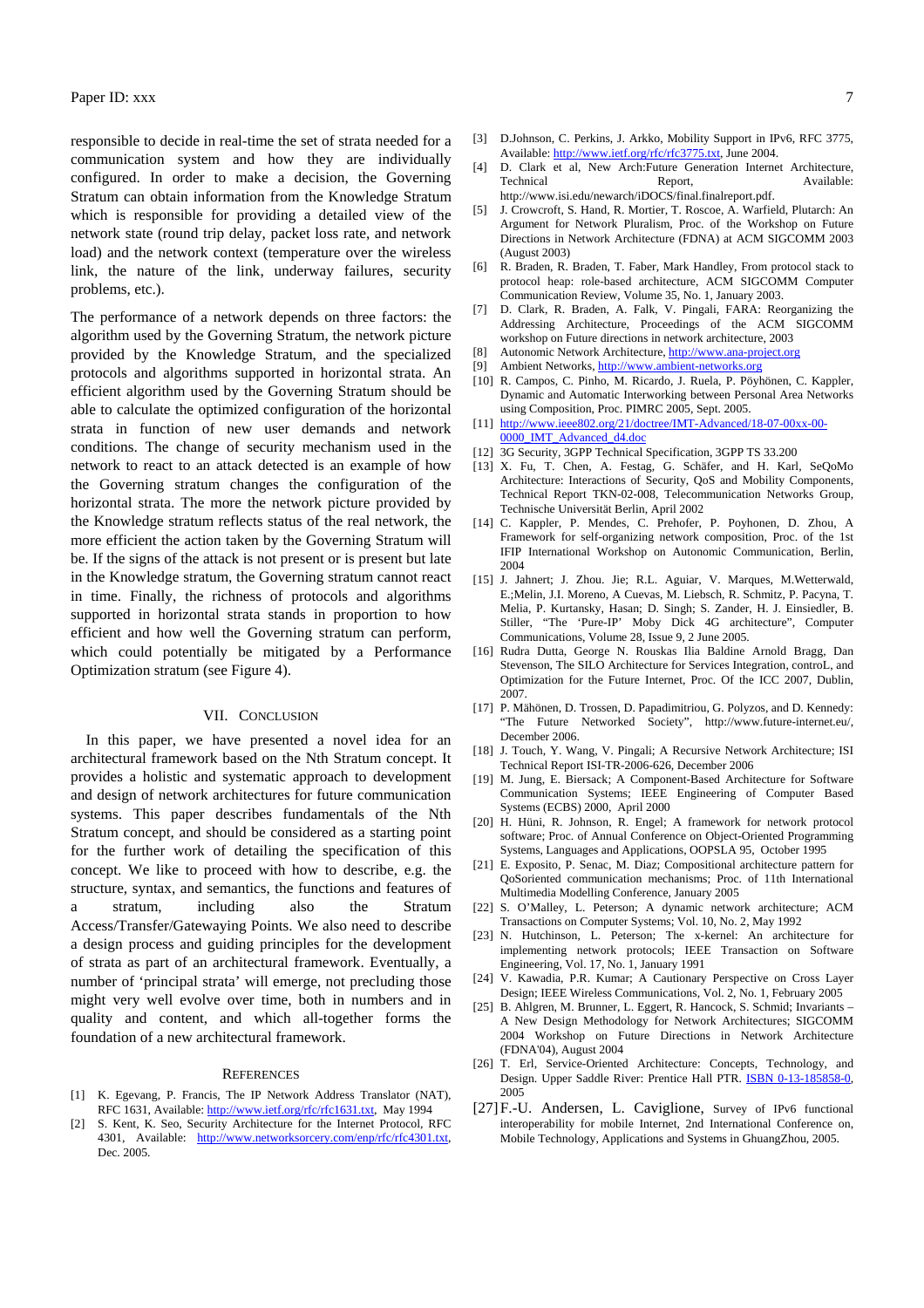responsible to decide in real-time the set of strata needed for a communication system and how they are individually configured. In order to make a decision, the Governing Stratum can obtain information from the Knowledge Stratum which is responsible for providing a detailed view of the network state (round trip delay, packet loss rate, and network load) and the network context (temperature over the wireless link, the nature of the link, underway failures, security problems, etc.).

The performance of a network depends on three factors: the algorithm used by the Governing Stratum, the network picture provided by the Knowledge Stratum, and the specialized protocols and algorithms supported in horizontal strata. An efficient algorithm used by the Governing Stratum should be able to calculate the optimized configuration of the horizontal strata in function of new user demands and network conditions. The change of security mechanism used in the network to react to an attack detected is an example of how the Governing stratum changes the configuration of the horizontal strata. The more the network picture provided by the Knowledge stratum reflects status of the real network, the more efficient the action taken by the Governing Stratum will be. If the signs of the attack is not present or is present but late in the Knowledge stratum, the Governing stratum cannot react in time. Finally, the richness of protocols and algorithms supported in horizontal strata stands in proportion to how efficient and how well the Governing stratum can perform, which could potentially be mitigated by a Performance Optimization stratum (see Figure 4).

## VII. Conclusion

In this paper, we have presented a novel idea for an architectural framework based on the Nth Stratum concept. It provides a holistic and systematic approach to development and design of network architectures for future communication systems. This paper describes fundamentals of the Nth Stratum concept, and should be considered as a starting point for the further work of detailing the specification of this concept. We like to proceed with how to describe, e.g. the structure, syntax, and semantics, the functions and features of a stratum, including also the Stratum Access/Transfer/Gatewaying Points. We also need to describe a design process and guiding principles for the development of strata as part of an architectural framework. Eventually, a number of 'principal strata' will emerge, not precluding those might very well evolve over time, both in numbers and in quality and content, and which all-together forms the foundation of a new architectural framework.

## References

[1] K. Egevang, P. Francis, The IP Network Address Translator (NAT), RFC 1631, Available: http://www.ietf.org/rfc/rfc1631.txt, May 1994

[2] S. Kent, K. Seo, Security Architecture for the Internet Protocol, RFC 4301, Available: http://www.networksorcery.com/enp/rfc/rfc4301.txt, Dec. 2005.

[3] D.Johnson, C. Perkins, J. Arkko, Mobility Support in IPv6, RFC 3775, Available: http://www.ietf.org/rfc/rfc3775.txt, June 2004.

[4] D. Clark et al, New Arch:Future Generation Internet Architecture, Technical Report, Available: http://www.isi.edu/newarch/iDOCS/final.finalreport.pdf.

[5] J. Crowcroft, S. Hand, R. Mortier, T. Roscoe, A. Warfield, Plutarch: An Argument for Network Pluralism, Proc. of the Workshop on Future Directions in Network Architecture (FDNA) at ACM SIGCOMM 2003 (August 2003)

[6] R. Braden, R. Braden, T. Faber, Mark Handley, From protocol stack to protocol heap: role-based architecture, ACM SIGCOMM Computer Communication Review, Volume 35, No. 1, January 2003.

[7] D. Clark, R. Braden, A. Falk, V. Pingali, FARA: Reorganizing the Addressing Architecture, Proceedings of the ACM SIGCOMM workshop on Future directions in network architecture, 2003

[8] Autonomic Network Architecture, http://www.ana-project.org

[9] Ambient Networks, http://www.ambient-networks.org

[10] R. Campos, C. Pinho, M. Ricardo, J. Ruela, P. Pöyhönen, C. Kappler, Dynamic and Automatic Interworking between Personal Area Networks using Composition, Proc. PIMRC 2005, Sept. 2005.

[11] http://www.ieee802.org/21/doctree/IMT-Advanced/18-07-00xx-00-0000_IMT_Advanced_d4.doc

[12] 3G Security, 3GPP Technical Specification, 3GPP TS 33.200

[13] X. Fu, T. Chen, A. Festag, G. Schäfer, and H. Karl, SeQoMo Architecture: Interactions of Security, QoS and Mobility Components, Technical Report TKN-02-008, Telecommunication Networks Group, Technische Universität Berlin, April 2002

[14] C. Kappler, P. Mendes, C. Prehofer, P. Poyhonen, D. Zhou, A Framework for self-organizing network composition, Proc. of the 1st IFIP International Workshop on Autonomic Communication, Berlin, 2004

[15] J. Jahnert; J. Zhou. Jie; R.L. Aguiar, V. Marques, M.Wetterwald, E.;Melin, J.I. Moreno, A Cuevas, M. Liebsch, R. Schmitz, P. Pacyna, T. Melia, P. Kurtansky, Hasan; D. Singh; S. Zander, H. J. Einsiedler, B. Stiller, "The 'Pure-IP' Moby Dick 4G architecture", Computer Communications, Volume 28, Issue 9, 2 June 2005.

[16] Rudra Dutta, George N. Rouskas Ilia Baldine Arnold Bragg, Dan Stevenson, The SILO Architecture for Services Integration, controL, and Optimization for the Future Internet, Proc. Of the ICC 2007, Dublin, 2007.

[17] P. Mähönen, D. Trossen, D. Papadimitriou, G. Polyzos, and D. Kennedy: "The Future Networked Society", http://www.future-internet.eu/, December 2006.

[18] J. Touch, Y. Wang, V. Pingali; A Recursive Network Architecture; ISI Technical Report ISI-TR-2006-626, December 2006

[19] M. Jung, E. Biersack; A Component-Based Architecture for Software Communication Systems; IEEE Engineering of Computer Based Systems (ECBS) 2000, April 2000

[20] H. Hüni, R. Johnson, R. Engel; A framework for network protocol software; Proc. of Annual Conference on Object-Oriented Programming Systems, Languages and Applications, OOPSLA 95, October 1995

[21] E. Exposito, P. Senac, M. Diaz; Compositional architecture pattern for QoSoriented communication mechanisms; Proc. of 11th International Multimedia Modelling Conference, January 2005

[22] S. O'Malley, L. Peterson; A dynamic network architecture; ACM Transactions on Computer Systems; Vol. 10, No. 2, May 1992

[23] N. Hutchinson, L. Peterson; The x-kernel: An architecture for implementing network protocols; IEEE Transaction on Software Engineering, Vol. 17, No. 1, January 1991

[24] V. Kawadia, P.R. Kumar; A Cautionary Perspective on Cross Layer Design; IEEE Wireless Communications, Vol. 2, No. 1, February 2005

[25] B. Ahlgren, M. Brunner, L. Eggert, R. Hancock, S. Schmid; Invariants – A New Design Methodology for Network Architectures; SIGCOMM 2004 Workshop on Future Directions in Network Architecture (FDNA'04), August 2004

[26] T. Erl, Service-Oriented Architecture: Concepts, Technology, and Design. Upper Saddle River: Prentice Hall PTR. ISBN 0-13-185858-0, 2005

[27] F.-U. Andersen, L. Caviglione, Survey of IPv6 functional interoperability for mobile Internet, 2nd International Conference on, Mobile Technology, Applications and Systems in GhuangZhou, 2005.